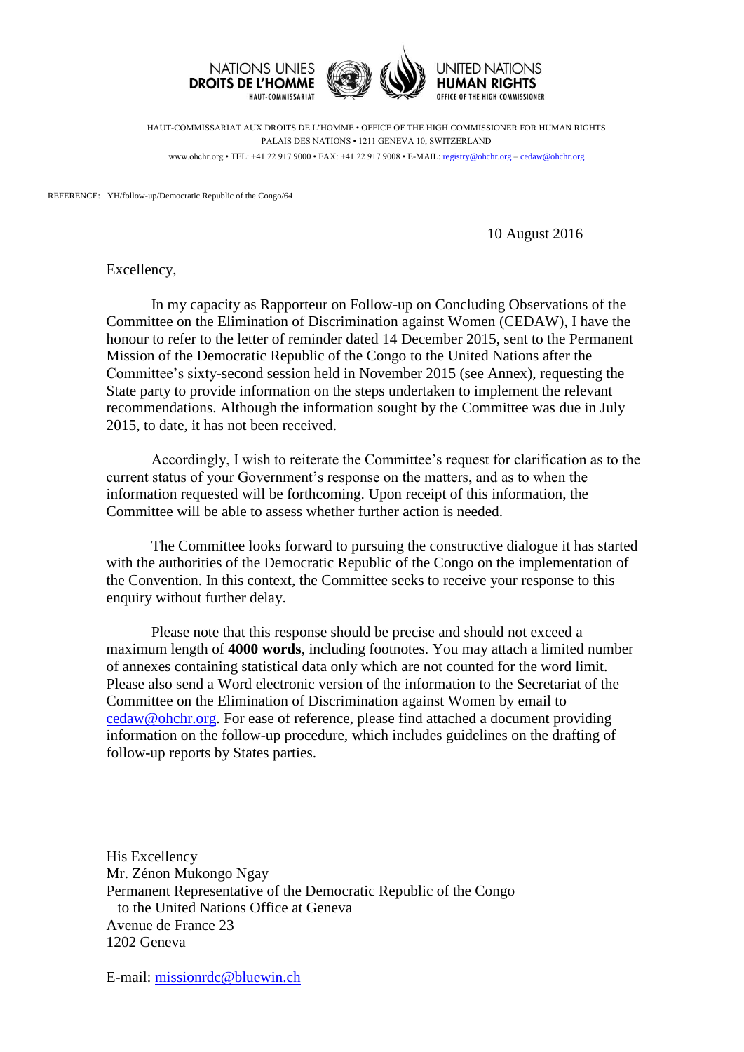NATIONS UNIES
**DROITS DE L'HOMME**
HAUT-COMMISSARIAT

UNITED NATIONS
**HUMAN RIGHTS**
OFFICE OF THE HIGH COMMISSIONER

HAUT-COMMISSARIAT AUX DROITS DE L'HOMME • OFFICE OF THE HIGH COMMISSIONER FOR HUMAN RIGHTS
PALAIS DES NATIONS • 1211 GENEVA 10, SWITZERLAND
www.ohchr.org • TEL: +41 22 917 9000 • FAX: +41 22 917 9008 • E-MAIL: registry@ohchr.org – cedaw@ohchr.org

REFERENCE: YH/follow-up/Democratic Republic of the Congo/64

10 August 2016

Excellency,

In my capacity as Rapporteur on Follow-up on Concluding Observations of the Committee on the Elimination of Discrimination against Women (CEDAW), I have the honour to refer to the letter of reminder dated 14 December 2015, sent to the Permanent Mission of the Democratic Republic of the Congo to the United Nations after the Committee's sixty-second session held in November 2015 (see Annex), requesting the State party to provide information on the steps undertaken to implement the relevant recommendations. Although the information sought by the Committee was due in July 2015, to date, it has not been received.

Accordingly, I wish to reiterate the Committee's request for clarification as to the current status of your Government's response on the matters, and as to when the information requested will be forthcoming. Upon receipt of this information, the Committee will be able to assess whether further action is needed.

The Committee looks forward to pursuing the constructive dialogue it has started with the authorities of the Democratic Republic of the Congo on the implementation of the Convention. In this context, the Committee seeks to receive your response to this enquiry without further delay.

Please note that this response should be precise and should not exceed a maximum length of **4000 words**, including footnotes. You may attach a limited number of annexes containing statistical data only which are not counted for the word limit. Please also send a Word electronic version of the information to the Secretariat of the Committee on the Elimination of Discrimination against Women by email to cedaw@ohchr.org. For ease of reference, please find attached a document providing information on the follow-up procedure, which includes guidelines on the drafting of follow-up reports by States parties.

His Excellency
Mr. Zénon Mukongo Ngay
Permanent Representative of the Democratic Republic of the Congo
to the United Nations Office at Geneva
Avenue de France 23
1202 Geneva

E-mail: missionrdc@bluewin.ch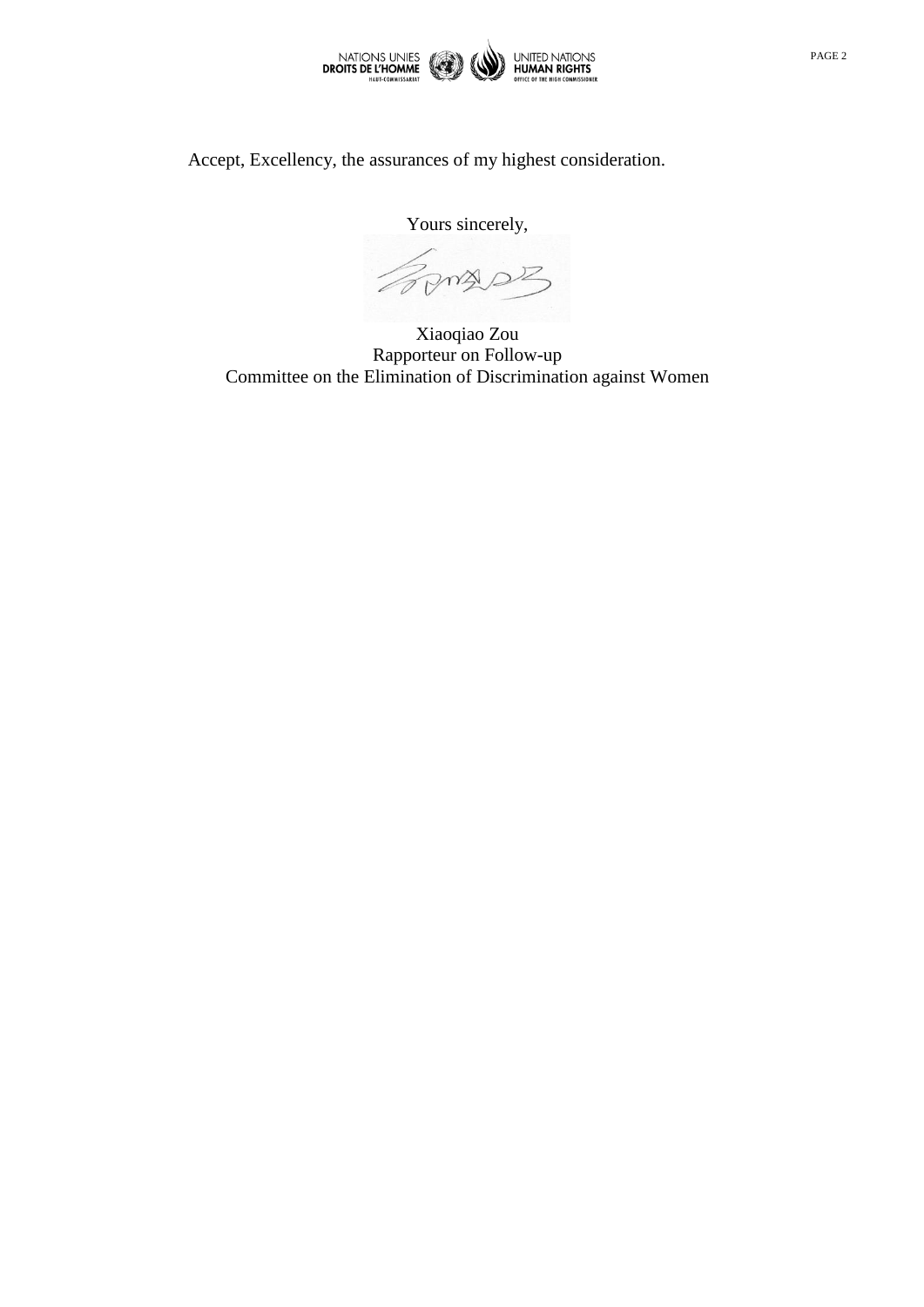Accept, Excellency, the assurances of my highest consideration.

Yours sincerely,

Xiaoqiao Zou
Rapporteur on Follow-up
Committee on the Elimination of Discrimination against Women